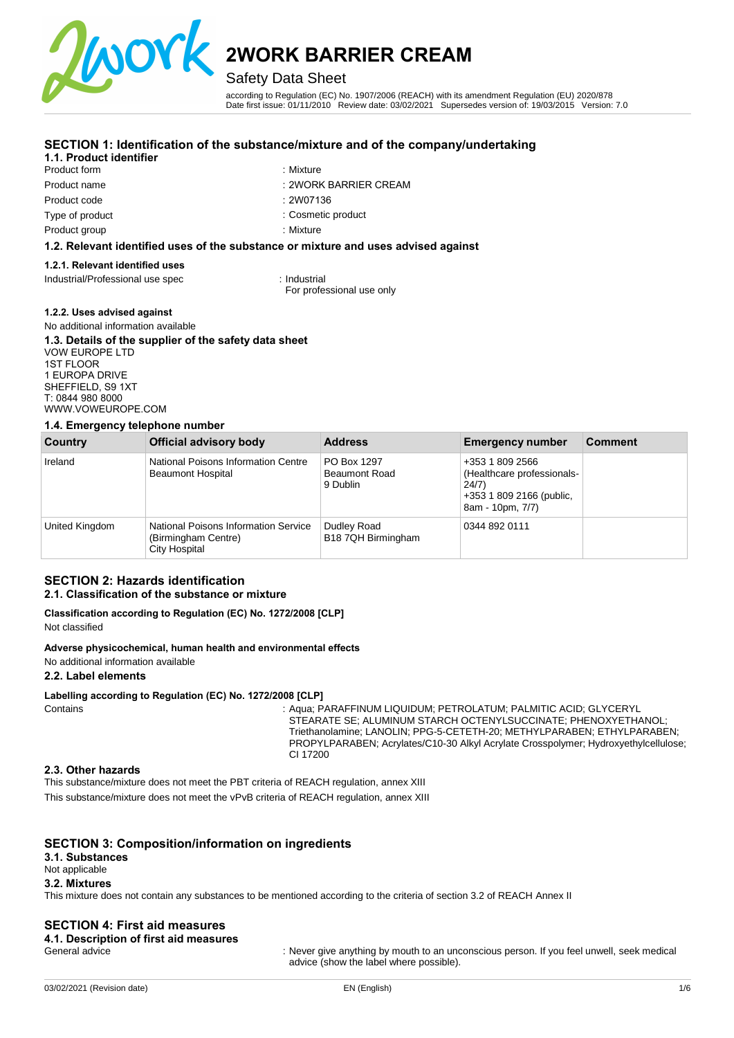# 2WORK BARRIER CREAM

Safety Data Sheet

according to Regulation (EC) No. 1907/2006 (REACH) with its amendment Regulation (EU) 2020/878
Date first issue: 01/11/2010 Review date: 03/02/2021 Supersedes version of: 19/03/2015 Version: 7.0

## SECTION 1: Identification of the substance/mixture and of the company/undertaking

### 1.1. Product identifier

| | |
|---|---|
| Product form | : Mixture |
| Product name | : 2WORK BARRIER CREAM |
| Product code | : 2W07136 |
| Type of product | : Cosmetic product |
| Product group | : Mixture |

### 1.2. Relevant identified uses of the substance or mixture and uses advised against

#### 1.2.1. Relevant identified uses

Industrial/Professional use spec : Industrial
For professional use only

#### 1.2.2. Uses advised against

No additional information available

### 1.3. Details of the supplier of the safety data sheet

VOW EUROPE LTD
1ST FLOOR
1 EUROPA DRIVE
SHEFFIELD, S9 1XT
T: 0844 980 8000
WWW.VOWEUROPE.COM

### 1.4. Emergency telephone number

| Country | Official advisory body | Address | Emergency number | Comment |
|---|---|---|---|---|
| Ireland | National Poisons Information Centre Beaumont Hospital | PO Box 1297 Beaumont Road 9 Dublin | +353 1 809 2566 (Healthcare professionals-24/7) +353 1 809 2166 (public, 8am - 10pm, 7/7) | |
| United Kingdom | National Poisons Information Service (Birmingham Centre) City Hospital | Dudley Road B18 7QH Birmingham | 0344 892 0111 | |

## SECTION 2: Hazards identification

### 2.1. Classification of the substance or mixture

**Classification according to Regulation (EC) No. 1272/2008 [CLP]**

Not classified

**Adverse physicochemical, human health and environmental effects**

No additional information available

### 2.2. Label elements

**Labelling according to Regulation (EC) No. 1272/2008 [CLP]**

Contains : Aqua; PARAFFINUM LIQUIDUM; PETROLATUM; PALMITIC ACID; GLYCERYL STEARATE SE; ALUMINUM STARCH OCTENYLSUCCINATE; PHENOXYETHANOL; Triethanolamine; LANOLIN; PPG-5-CETETH-20; METHYLPARABEN; ETHYLPARABEN; PROPYLPARABEN; Acrylates/C10-30 Alkyl Acrylate Crosspolymer; Hydroxyethylcellulose; CI 17200

### 2.3. Other hazards

This substance/mixture does not meet the PBT criteria of REACH regulation, annex XIII

This substance/mixture does not meet the vPvB criteria of REACH regulation, annex XIII

## SECTION 3: Composition/information on ingredients

### 3.1. Substances

Not applicable

### 3.2. Mixtures

This mixture does not contain any substances to be mentioned according to the criteria of section 3.2 of REACH Annex II

## SECTION 4: First aid measures

### 4.1. Description of first aid measures

General advice : Never give anything by mouth to an unconscious person. If you feel unwell, seek medical advice (show the label where possible).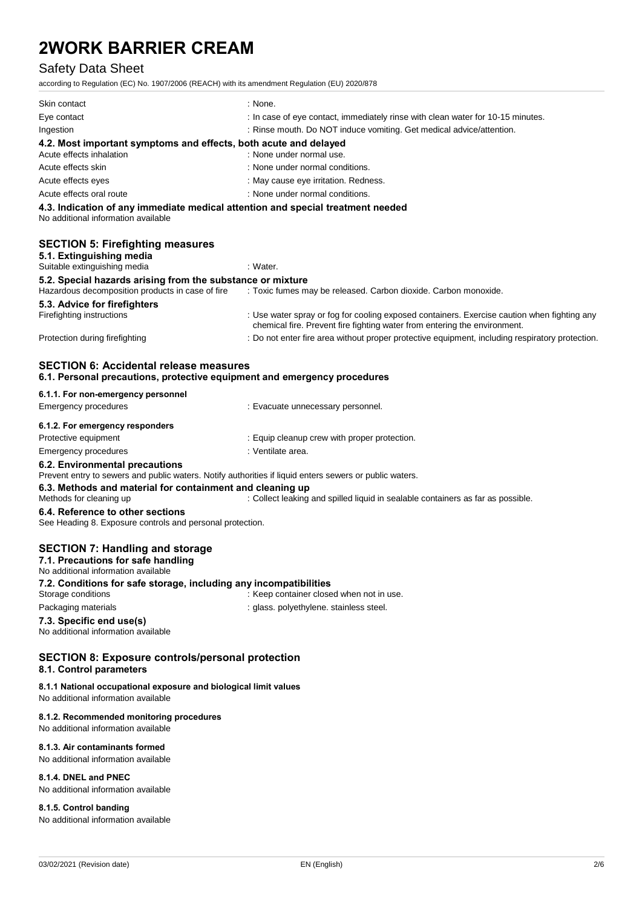| | |
|---|---|
| Skin contact | : None. |
| Eye contact | : In case of eye contact, immediately rinse with clean water for 10-15 minutes. |
| Ingestion | : Rinse mouth. Do NOT induce vomiting. Get medical advice/attention. |

**4.2. Most important symptoms and effects, both acute and delayed**

| | |
|---|---|
| Acute effects inhalation | : None under normal use. |
| Acute effects skin | : None under normal conditions. |
| Acute effects eyes | : May cause eye irritation. Redness. |
| Acute effects oral route | : None under normal conditions. |

**4.3. Indication of any immediate medical attention and special treatment needed**

No additional information available

## SECTION 5: Firefighting measures

**5.1. Extinguishing media**

| | |
|---|---|
| Suitable extinguishing media | : Water. |

**5.2. Special hazards arising from the substance or mixture**

| | |
|---|---|
| Hazardous decomposition products in case of fire | : Toxic fumes may be released. Carbon dioxide. Carbon monoxide. |

**5.3. Advice for firefighters**

| | |
|---|---|
| Firefighting instructions | : Use water spray or fog for cooling exposed containers. Exercise caution when fighting any chemical fire. Prevent fire fighting water from entering the environment. |
| Protection during firefighting | : Do not enter fire area without proper protective equipment, including respiratory protection. |

## SECTION 6: Accidental release measures

**6.1. Personal precautions, protective equipment and emergency procedures**

**6.1.1. For non-emergency personnel**

| | |
|---|---|
| Emergency procedures | : Evacuate unnecessary personnel. |

**6.1.2. For emergency responders**

| | |
|---|---|
| Protective equipment | : Equip cleanup crew with proper protection. |
| Emergency procedures | : Ventilate area. |

**6.2. Environmental precautions**

Prevent entry to sewers and public waters. Notify authorities if liquid enters sewers or public waters.

**6.3. Methods and material for containment and cleaning up**

| | |
|---|---|
| Methods for cleaning up | : Collect leaking and spilled liquid in sealable containers as far as possible. |

**6.4. Reference to other sections**

See Heading 8. Exposure controls and personal protection.

## SECTION 7: Handling and storage

**7.1. Precautions for safe handling**

No additional information available

**7.2. Conditions for safe storage, including any incompatibilities**

| | |
|---|---|
| Storage conditions | : Keep container closed when not in use. |
| Packaging materials | : glass. polyethylene. stainless steel. |

**7.3. Specific end use(s)**

No additional information available

## SECTION 8: Exposure controls/personal protection

**8.1. Control parameters**

**8.1.1 National occupational exposure and biological limit values**

No additional information available

**8.1.2. Recommended monitoring procedures**

No additional information available

**8.1.3. Air contaminants formed**

No additional information available

**8.1.4. DNEL and PNEC**

No additional information available

**8.1.5. Control banding**

No additional information available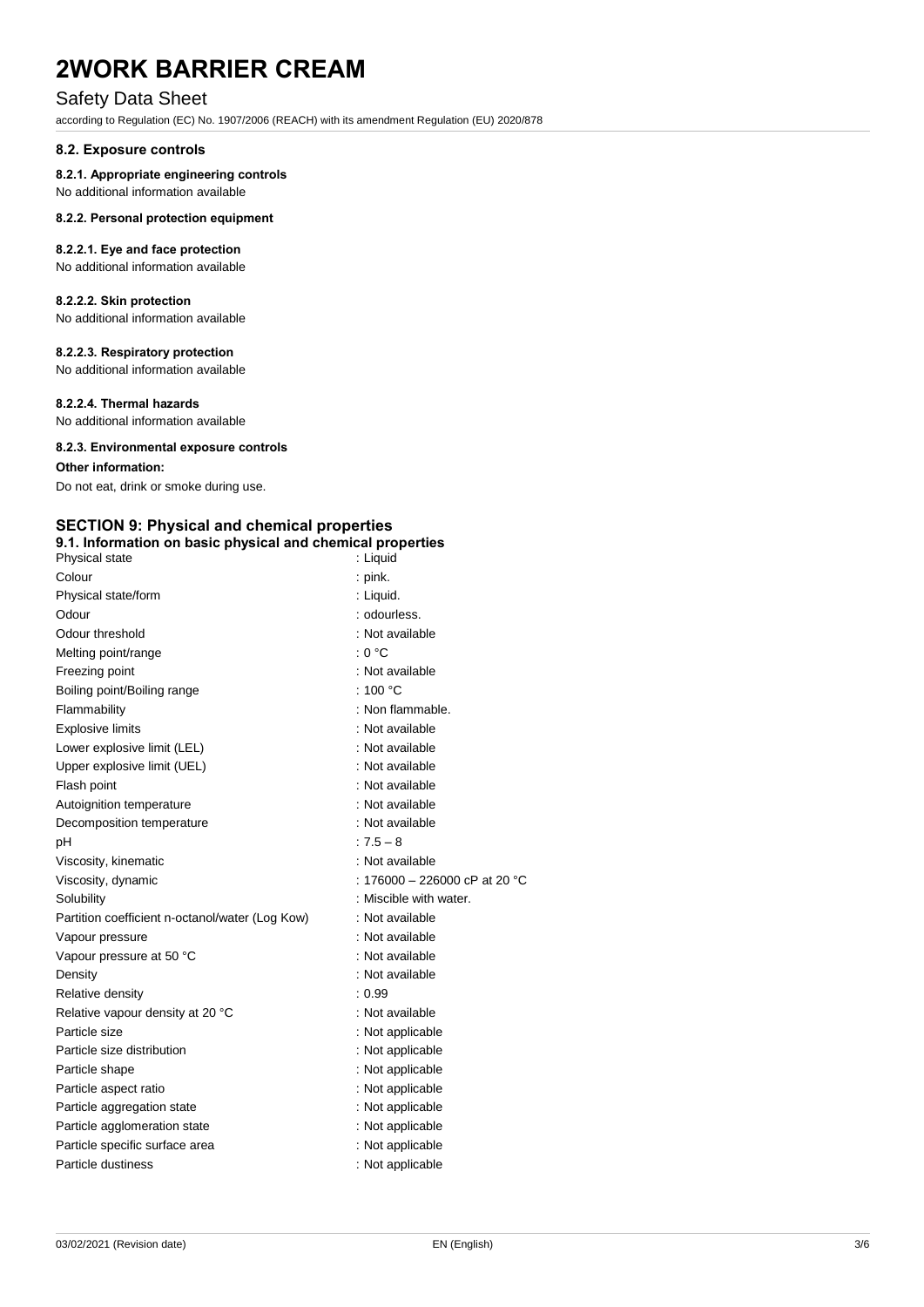### 8.2. Exposure controls

#### 8.2.1. Appropriate engineering controls

No additional information available

#### 8.2.2. Personal protection equipment

##### 8.2.2.1. Eye and face protection

No additional information available

##### 8.2.2.2. Skin protection

No additional information available

##### 8.2.2.3. Respiratory protection

No additional information available

##### 8.2.2.4. Thermal hazards

No additional information available

#### 8.2.3. Environmental exposure controls

**Other information:**

Do not eat, drink or smoke during use.

## SECTION 9: Physical and chemical properties

### 9.1. Information on basic physical and chemical properties

| | |
|---|---|
| Physical state | : Liquid |
| Colour | : pink. |
| Physical state/form | : Liquid. |
| Odour | : odourless. |
| Odour threshold | : Not available |
| Melting point/range | : 0 °C |
| Freezing point | : Not available |
| Boiling point/Boiling range | : 100 °C |
| Flammability | : Non flammable. |
| Explosive limits | : Not available |
| Lower explosive limit (LEL) | : Not available |
| Upper explosive limit (UEL) | : Not available |
| Flash point | : Not available |
| Autoignition temperature | : Not available |
| Decomposition temperature | : Not available |
| pH | : 7.5 – 8 |
| Viscosity, kinematic | : Not available |
| Viscosity, dynamic | : 176000 – 226000 cP at 20 °C |
| Solubility | : Miscible with water. |
| Partition coefficient n-octanol/water (Log Kow) | : Not available |
| Vapour pressure | : Not available |
| Vapour pressure at 50 °C | : Not available |
| Density | : Not available |
| Relative density | : 0.99 |
| Relative vapour density at 20 °C | : Not available |
| Particle size | : Not applicable |
| Particle size distribution | : Not applicable |
| Particle shape | : Not applicable |
| Particle aspect ratio | : Not applicable |
| Particle aggregation state | : Not applicable |
| Particle agglomeration state | : Not applicable |
| Particle specific surface area | : Not applicable |
| Particle dustiness | : Not applicable |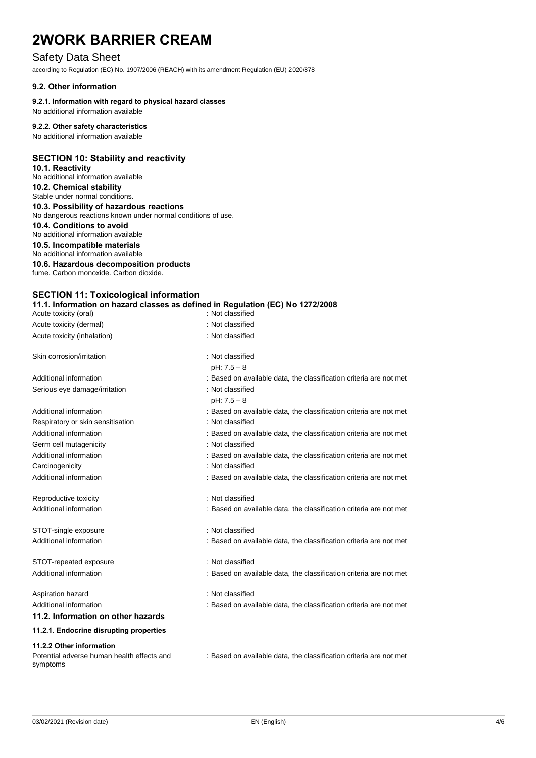## 9.2. Other information

### 9.2.1. Information with regard to physical hazard classes

No additional information available

### 9.2.2. Other safety characteristics

No additional information available

## SECTION 10: Stability and reactivity

### 10.1. Reactivity

No additional information available

### 10.2. Chemical stability

Stable under normal conditions.

### 10.3. Possibility of hazardous reactions

No dangerous reactions known under normal conditions of use.

### 10.4. Conditions to avoid

No additional information available

### 10.5. Incompatible materials

No additional information available

### 10.6. Hazardous decomposition products

fume. Carbon monoxide. Carbon dioxide.

## SECTION 11: Toxicological information

### 11.1. Information on hazard classes as defined in Regulation (EC) No 1272/2008

| | |
|---|---|
| Acute toxicity (oral) | : Not classified |
| Acute toxicity (dermal) | : Not classified |
| Acute toxicity (inhalation) | : Not classified |
| Skin corrosion/irritation | : Not classified<br>pH: 7.5 – 8 |
| Additional information | : Based on available data, the classification criteria are not met |
| Serious eye damage/irritation | : Not classified<br>pH: 7.5 – 8 |
| Additional information | : Based on available data, the classification criteria are not met |
| Respiratory or skin sensitisation | : Not classified |
| Additional information | : Based on available data, the classification criteria are not met |
| Germ cell mutagenicity | : Not classified |
| Additional information | : Based on available data, the classification criteria are not met |
| Carcinogenicity | : Not classified |
| Additional information | : Based on available data, the classification criteria are not met |
| Reproductive toxicity | : Not classified |
| Additional information | : Based on available data, the classification criteria are not met |
| STOT-single exposure | : Not classified |
| Additional information | : Based on available data, the classification criteria are not met |
| STOT-repeated exposure | : Not classified |
| Additional information | : Based on available data, the classification criteria are not met |
| Aspiration hazard | : Not classified |
| Additional information | : Based on available data, the classification criteria are not met |

### 11.2. Information on other hazards

#### 11.2.1. Endocrine disrupting properties

#### 11.2.2 Other information

| | |
|---|---|
| Potential adverse human health effects and symptoms | : Based on available data, the classification criteria are not met |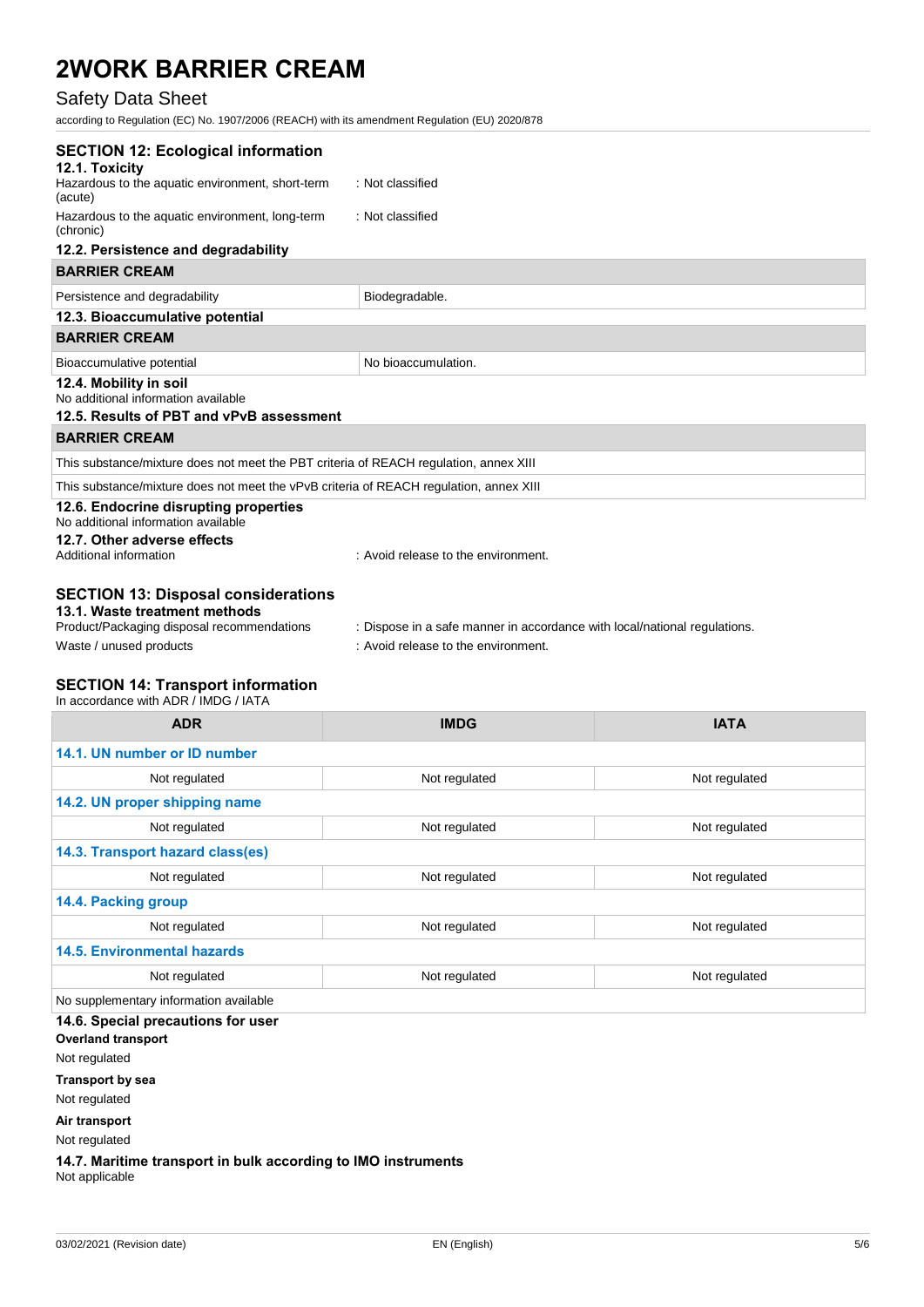## SECTION 12: Ecological information

### 12.1. Toxicity

Hazardous to the aquatic environment, short-term (acute) : Not classified

Hazardous to the aquatic environment, long-term (chronic) : Not classified

### 12.2. Persistence and degradability

| BARRIER CREAM | |
|---|---|
| Persistence and degradability | Biodegradable. |

### 12.3. Bioaccumulative potential

| BARRIER CREAM | |
|---|---|
| Bioaccumulative potential | No bioaccumulation. |

### 12.4. Mobility in soil

No additional information available

### 12.5. Results of PBT and vPvB assessment

| BARRIER CREAM |
|---|
| This substance/mixture does not meet the PBT criteria of REACH regulation, annex XIII |
| This substance/mixture does not meet the vPvB criteria of REACH regulation, annex XIII |

### 12.6. Endocrine disrupting properties

No additional information available

### 12.7. Other adverse effects

Additional information : Avoid release to the environment.

## SECTION 13: Disposal considerations

### 13.1. Waste treatment methods

Product/Packaging disposal recommendations : Dispose in a safe manner in accordance with local/national regulations.

Waste / unused products : Avoid release to the environment.

## SECTION 14: Transport information

In accordance with ADR / IMDG / IATA

| ADR | IMDG | IATA |
|---|---|---|
| **14.1. UN number or ID number** | | |
| Not regulated | Not regulated | Not regulated |
| **14.2. UN proper shipping name** | | |
| Not regulated | Not regulated | Not regulated |
| **14.3. Transport hazard class(es)** | | |
| Not regulated | Not regulated | Not regulated |
| **14.4. Packing group** | | |
| Not regulated | Not regulated | Not regulated |
| **14.5. Environmental hazards** | | |
| Not regulated | Not regulated | Not regulated |
| No supplementary information available | | |

### 14.6. Special precautions for user

**Overland transport**

Not regulated

**Transport by sea**

Not regulated

**Air transport**

Not regulated

### 14.7. Maritime transport in bulk according to IMO instruments

Not applicable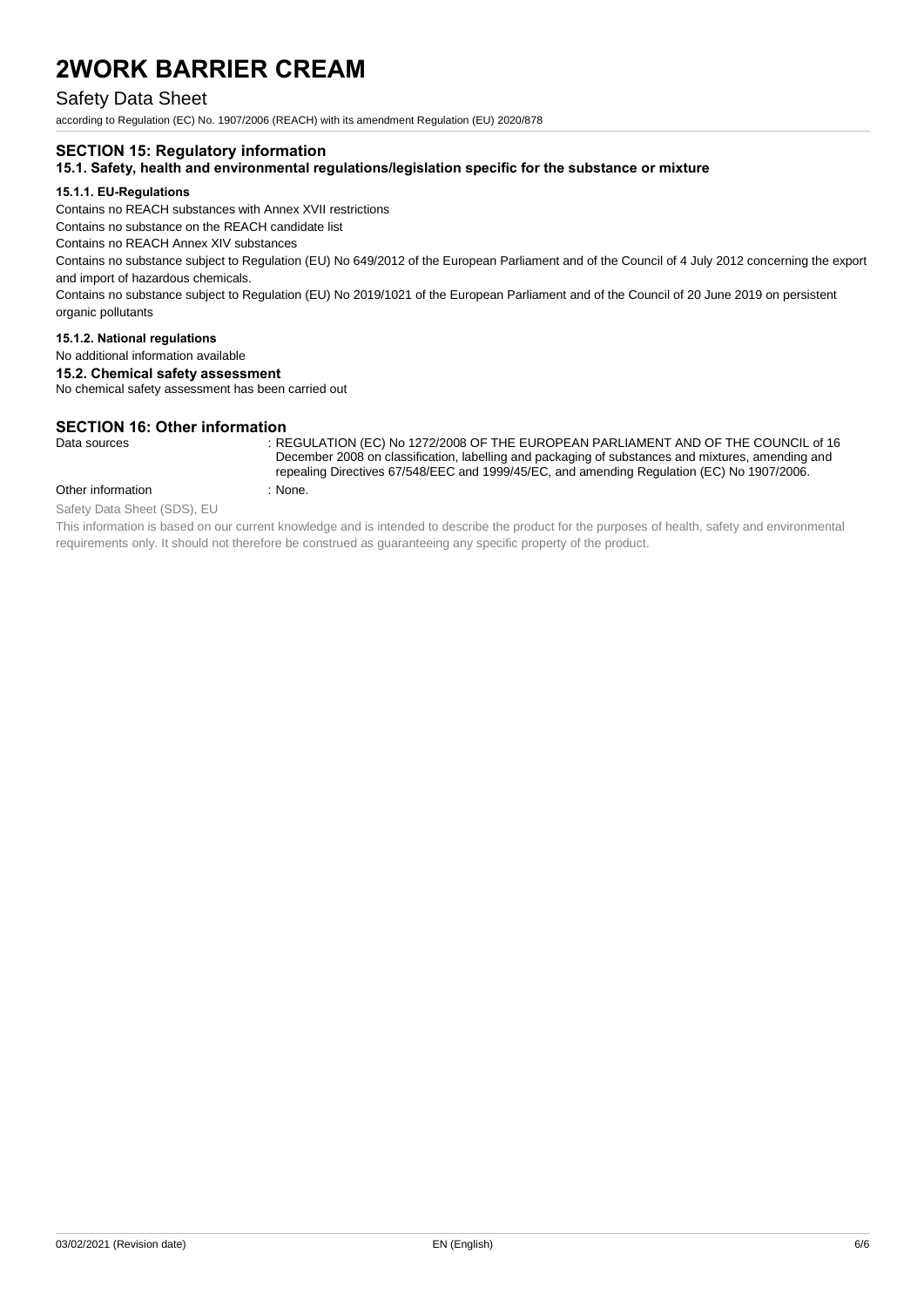## SECTION 15: Regulatory information

### 15.1. Safety, health and environmental regulations/legislation specific for the substance or mixture

#### 15.1.1. EU-Regulations

Contains no REACH substances with Annex XVII restrictions

Contains no substance on the REACH candidate list

Contains no REACH Annex XIV substances

Contains no substance subject to Regulation (EU) No 649/2012 of the European Parliament and of the Council of 4 July 2012 concerning the export and import of hazardous chemicals.

Contains no substance subject to Regulation (EU) No 2019/1021 of the European Parliament and of the Council of 20 June 2019 on persistent organic pollutants

#### 15.1.2. National regulations

No additional information available

### 15.2. Chemical safety assessment

No chemical safety assessment has been carried out

## SECTION 16: Other information

Data sources : REGULATION (EC) No 1272/2008 OF THE EUROPEAN PARLIAMENT AND OF THE COUNCIL of 16 December 2008 on classification, labelling and packaging of substances and mixtures, amending and repealing Directives 67/548/EEC and 1999/45/EC, and amending Regulation (EC) No 1907/2006.

Other information : None.

Safety Data Sheet (SDS), EU

This information is based on our current knowledge and is intended to describe the product for the purposes of health, safety and environmental requirements only. It should not therefore be construed as guaranteeing any specific property of the product.